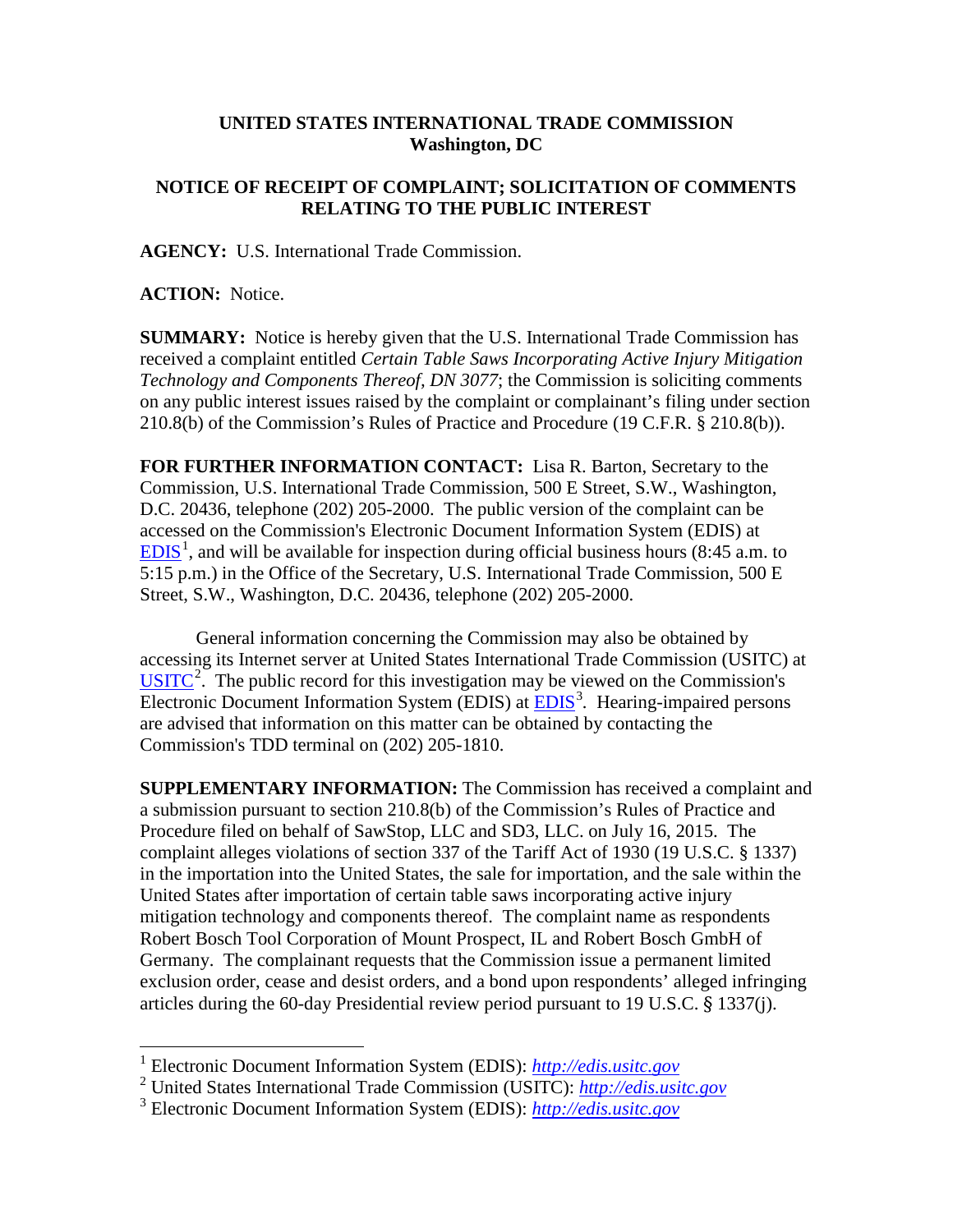**UNITED STATES INTERNATIONAL TRADE COMMISSION**
**Washington, DC**

**NOTICE OF RECEIPT OF COMPLAINT; SOLICITATION OF COMMENTS RELATING TO THE PUBLIC INTEREST**

**AGENCY:** U.S. International Trade Commission.

**ACTION:** Notice.

**SUMMARY:** Notice is hereby given that the U.S. International Trade Commission has received a complaint entitled *Certain Table Saws Incorporating Active Injury Mitigation Technology and Components Thereof, DN 3077*; the Commission is soliciting comments on any public interest issues raised by the complaint or complainant's filing under section 210.8(b) of the Commission's Rules of Practice and Procedure (19 C.F.R. § 210.8(b)).

**FOR FURTHER INFORMATION CONTACT:** Lisa R. Barton, Secretary to the Commission, U.S. International Trade Commission, 500 E Street, S.W., Washington, D.C. 20436, telephone (202) 205-2000. The public version of the complaint can be accessed on the Commission's Electronic Document Information System (EDIS) at EDIS[1], and will be available for inspection during official business hours (8:45 a.m. to 5:15 p.m.) in the Office of the Secretary, U.S. International Trade Commission, 500 E Street, S.W., Washington, D.C. 20436, telephone (202) 205-2000.

General information concerning the Commission may also be obtained by accessing its Internet server at United States International Trade Commission (USITC) at USITC[2]. The public record for this investigation may be viewed on the Commission's Electronic Document Information System (EDIS) at EDIS[3]. Hearing-impaired persons are advised that information on this matter can be obtained by contacting the Commission's TDD terminal on (202) 205-1810.

**SUPPLEMENTARY INFORMATION:** The Commission has received a complaint and a submission pursuant to section 210.8(b) of the Commission's Rules of Practice and Procedure filed on behalf of SawStop, LLC and SD3, LLC. on July 16, 2015. The complaint alleges violations of section 337 of the Tariff Act of 1930 (19 U.S.C. § 1337) in the importation into the United States, the sale for importation, and the sale within the United States after importation of certain table saws incorporating active injury mitigation technology and components thereof. The complaint name as respondents Robert Bosch Tool Corporation of Mount Prospect, IL and Robert Bosch GmbH of Germany. The complainant requests that the Commission issue a permanent limited exclusion order, cease and desist orders, and a bond upon respondents' alleged infringing articles during the 60-day Presidential review period pursuant to 19 U.S.C. § 1337(j).

---

[1] Electronic Document Information System (EDIS): *http://edis.usitc.gov*

[2] United States International Trade Commission (USITC): *http://edis.usitc.gov*

[3] Electronic Document Information System (EDIS): *http://edis.usitc.gov*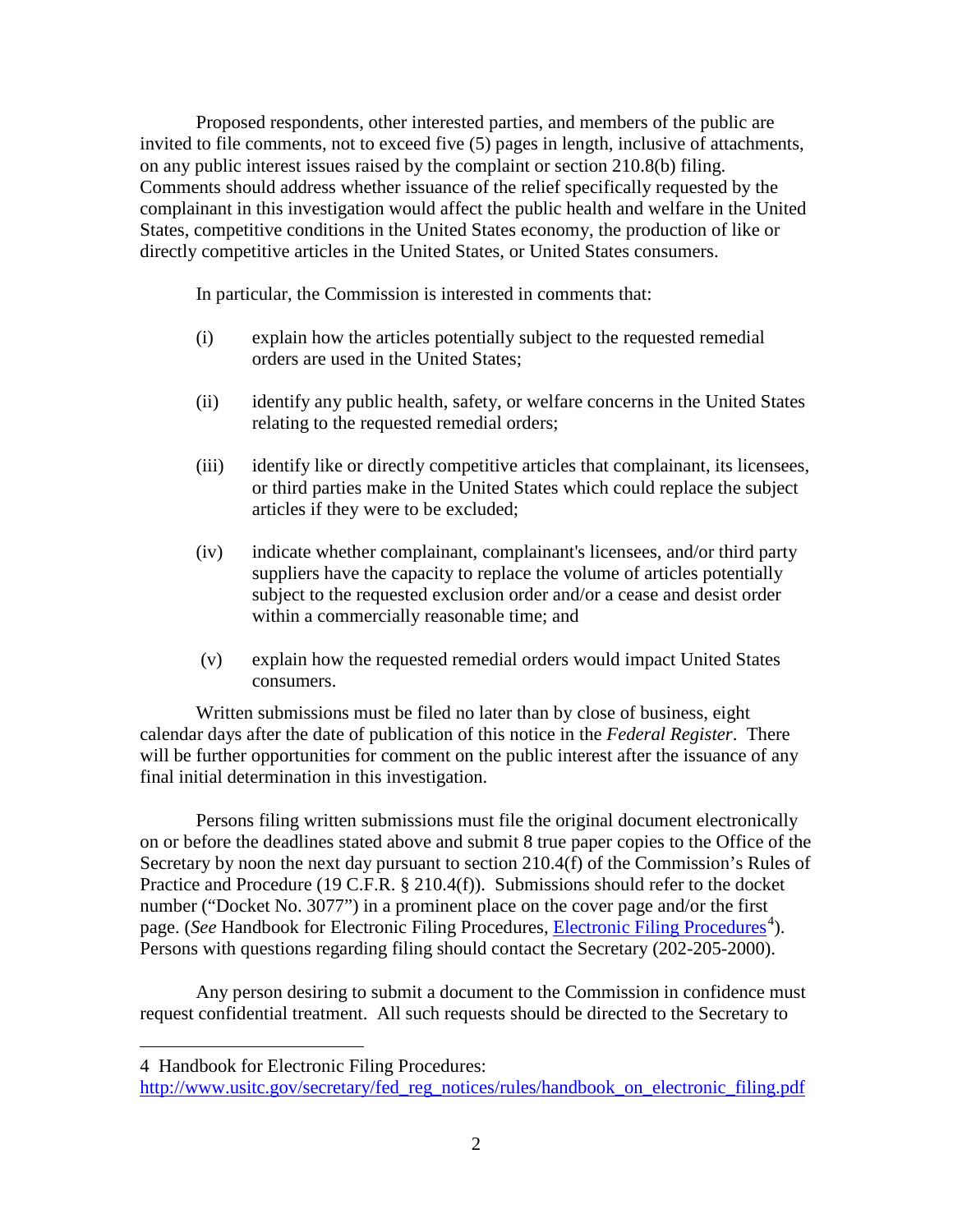Proposed respondents, other interested parties, and members of the public are invited to file comments, not to exceed five (5) pages in length, inclusive of attachments, on any public interest issues raised by the complaint or section 210.8(b) filing. Comments should address whether issuance of the relief specifically requested by the complainant in this investigation would affect the public health and welfare in the United States, competitive conditions in the United States economy, the production of like or directly competitive articles in the United States, or United States consumers.

In particular, the Commission is interested in comments that:

(i) explain how the articles potentially subject to the requested remedial orders are used in the United States;

(ii) identify any public health, safety, or welfare concerns in the United States relating to the requested remedial orders;

(iii) identify like or directly competitive articles that complainant, its licensees, or third parties make in the United States which could replace the subject articles if they were to be excluded;

(iv) indicate whether complainant, complainant's licensees, and/or third party suppliers have the capacity to replace the volume of articles potentially subject to the requested exclusion order and/or a cease and desist order within a commercially reasonable time; and

(v) explain how the requested remedial orders would impact United States consumers.

Written submissions must be filed no later than by close of business, eight calendar days after the date of publication of this notice in the *Federal Register*. There will be further opportunities for comment on the public interest after the issuance of any final initial determination in this investigation.

Persons filing written submissions must file the original document electronically on or before the deadlines stated above and submit 8 true paper copies to the Office of the Secretary by noon the next day pursuant to section 210.4(f) of the Commission's Rules of Practice and Procedure (19 C.F.R. § 210.4(f)). Submissions should refer to the docket number ("Docket No. 3077") in a prominent place on the cover page and/or the first page. (*See* Handbook for Electronic Filing Procedures, [Electronic Filing Procedures](http://www.usitc.gov/secretary/fed_reg_notices/rules/handbook_on_electronic_filing.pdf)[4]). Persons with questions regarding filing should contact the Secretary (202-205-2000).

Any person desiring to submit a document to the Commission in confidence must request confidential treatment. All such requests should be directed to the Secretary to

---

4 Handbook for Electronic Filing Procedures: http://www.usitc.gov/secretary/fed_reg_notices/rules/handbook_on_electronic_filing.pdf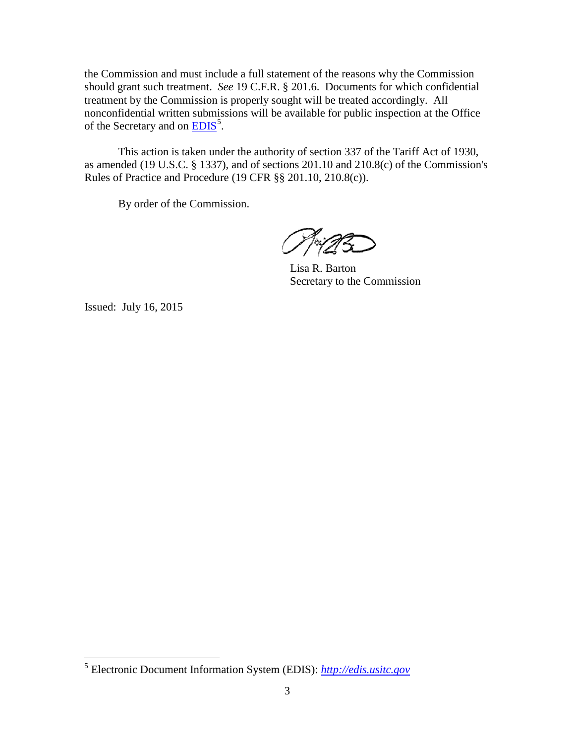the Commission and must include a full statement of the reasons why the Commission should grant such treatment. *See* 19 C.F.R. § 201.6. Documents for which confidential treatment by the Commission is properly sought will be treated accordingly. All nonconfidential written submissions will be available for public inspection at the Office of the Secretary and on EDIS[5].

This action is taken under the authority of section 337 of the Tariff Act of 1930, as amended (19 U.S.C. § 1337), and of sections 201.10 and 210.8(c) of the Commission's Rules of Practice and Procedure (19 CFR §§ 201.10, 210.8(c)).

By order of the Commission.

Lisa R. Barton
Secretary to the Commission

Issued: July 16, 2015

---

[5] Electronic Document Information System (EDIS): *http://edis.usitc.gov*